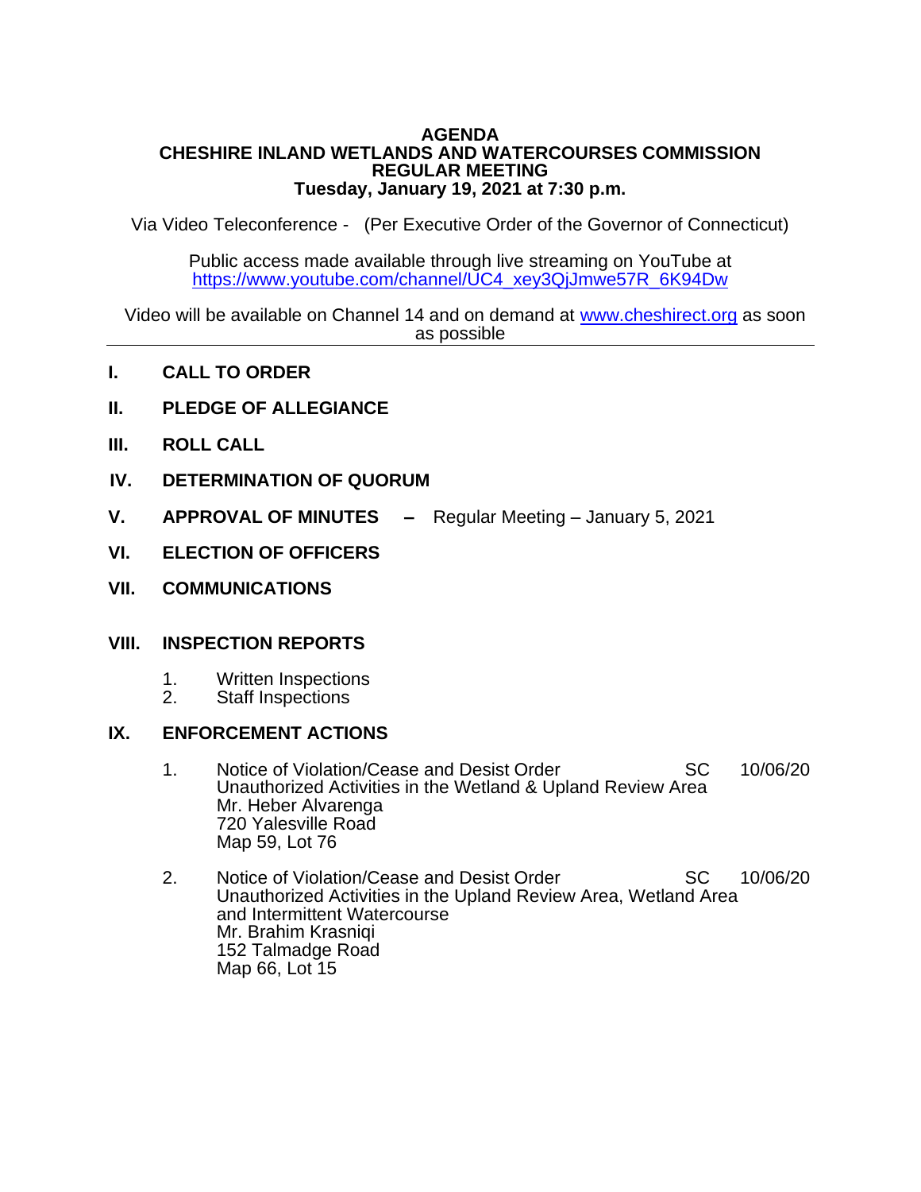# AGENDA
# CHESHIRE INLAND WETLANDS AND WATERCOURSES COMMISSION
# REGULAR MEETING
## Tuesday, January 19, 2021 at 7:30 p.m.

Via Video Teleconference - (Per Executive Order of the Governor of Connecticut)

Public access made available through live streaming on YouTube at
https://www.youtube.com/channel/UC4_xey3QjJmwe57R_6K94Dw

Video will be available on Channel 14 and on demand at www.cheshirect.org as soon as possible

---

**I. CALL TO ORDER**

**II. PLEDGE OF ALLEGIANCE**

**III. ROLL CALL**

**IV. DETERMINATION OF QUORUM**

**V. APPROVAL OF MINUTES –** Regular Meeting – January 5, 2021

**VI. ELECTION OF OFFICERS**

**VII. COMMUNICATIONS**

**VIII. INSPECTION REPORTS**

1. Written Inspections
2. Staff Inspections

**IX. ENFORCEMENT ACTIONS**

1. Notice of Violation/Cease and Desist Order SC 10/06/20
   Unauthorized Activities in the Wetland & Upland Review Area
   Mr. Heber Alvarenga
   720 Yalesville Road
   Map 59, Lot 76

2. Notice of Violation/Cease and Desist Order SC 10/06/20
   Unauthorized Activities in the Upland Review Area, Wetland Area and Intermittent Watercourse
   Mr. Brahim Krasniqi
   152 Talmadge Road
   Map 66, Lot 15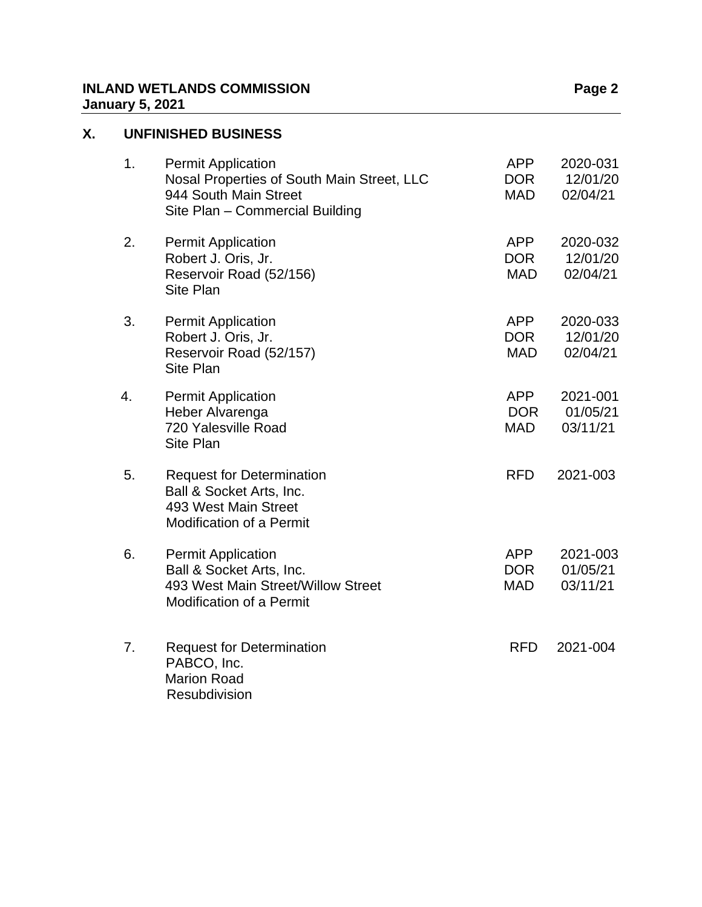## X. UNFINISHED BUSINESS

1. Permit Application — APP 2020-031
   Nosal Properties of South Main Street, LLC — DOR 12/01/20
   944 South Main Street — MAD 02/04/21
   Site Plan – Commercial Building

2. Permit Application — APP 2020-032
   Robert J. Oris, Jr. — DOR 12/01/20
   Reservoir Road (52/156) — MAD 02/04/21
   Site Plan

3. Permit Application — APP 2020-033
   Robert J. Oris, Jr. — DOR 12/01/20
   Reservoir Road (52/157) — MAD 02/04/21
   Site Plan

4. Permit Application — APP 2021-001
   Heber Alvarenga — DOR 01/05/21
   720 Yalesville Road — MAD 03/11/21
   Site Plan

5. Request for Determination — RFD 2021-003
   Ball & Socket Arts, Inc.
   493 West Main Street
   Modification of a Permit

6. Permit Application — APP 2021-003
   Ball & Socket Arts, Inc. — DOR 01/05/21
   493 West Main Street/Willow Street — MAD 03/11/21
   Modification of a Permit

7. Request for Determination — RFD 2021-004
   PABCO, Inc.
   Marion Road
   Resubdivision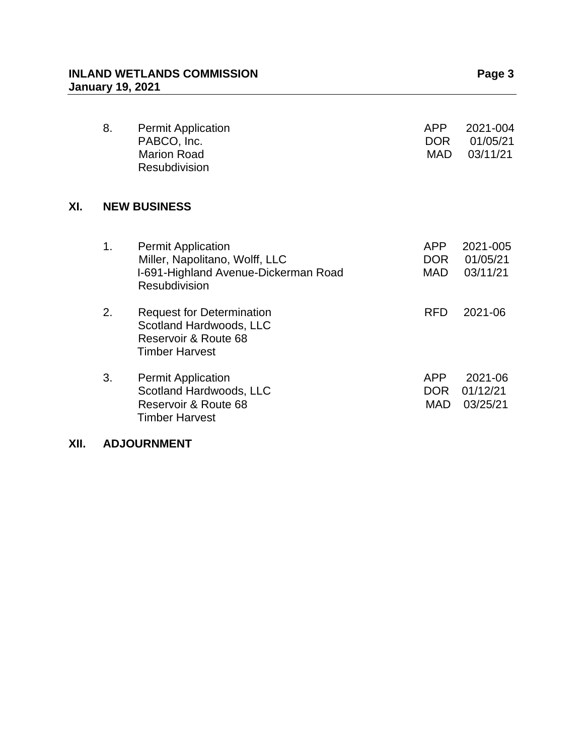8. Permit Application — APP 2021-004
   PABCO, Inc. — DOR 01/05/21
   Marion Road — MAD 03/11/21
   Resubdivision

## XI. NEW BUSINESS

1. Permit Application — APP 2021-005
   Miller, Napolitano, Wolff, LLC — DOR 01/05/21
   I-691-Highland Avenue-Dickerman Road — MAD 03/11/21
   Resubdivision

2. Request for Determination — RFD 2021-06
   Scotland Hardwoods, LLC
   Reservoir & Route 68
   Timber Harvest

3. Permit Application — APP 2021-06
   Scotland Hardwoods, LLC — DOR 01/12/21
   Reservoir & Route 68 — MAD 03/25/21
   Timber Harvest

## XII. ADJOURNMENT